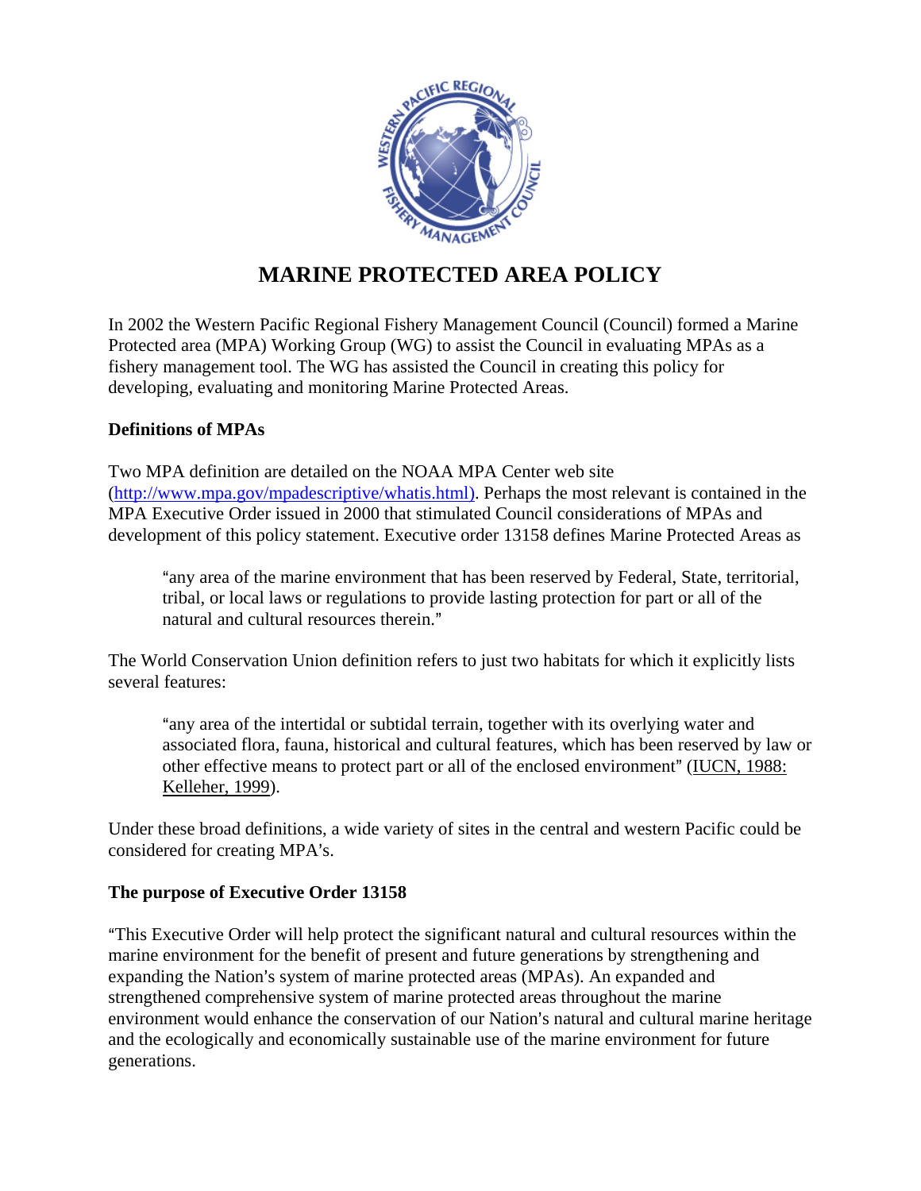# MARINE PROTECTED AREA POLICY

In 2002 the Western Pacific Regional Fishery Management Council (Council) formed a Marine Protected area (MPA) Working Group (WG) to assist the Council in evaluating MPAs as a fishery management tool. The WG has assisted the Council in creating this policy for developing, evaluating and monitoring Marine Protected Areas.

## Definitions of MPAs

Two MPA definition are detailed on the NOAA MPA Center web site (http://www.mpa.gov/mpadescriptive/whatis.html). Perhaps the most relevant is contained in the MPA Executive Order issued in 2000 that stimulated Council considerations of MPAs and development of this policy statement. Executive order 13158 defines Marine Protected Areas as

> "any area of the marine environment that has been reserved by Federal, State, territorial, tribal, or local laws or regulations to provide lasting protection for part or all of the natural and cultural resources therein."

The World Conservation Union definition refers to just two habitats for which it explicitly lists several features:

> "any area of the intertidal or subtidal terrain, together with its overlying water and associated flora, fauna, historical and cultural features, which has been reserved by law or other effective means to protect part or all of the enclosed environment" (IUCN, 1988: Kelleher, 1999).

Under these broad definitions, a wide variety of sites in the central and western Pacific could be considered for creating MPA's.

## The purpose of Executive Order 13158

"This Executive Order will help protect the significant natural and cultural resources within the marine environment for the benefit of present and future generations by strengthening and expanding the Nation's system of marine protected areas (MPAs). An expanded and strengthened comprehensive system of marine protected areas throughout the marine environment would enhance the conservation of our Nation's natural and cultural marine heritage and the ecologically and economically sustainable use of the marine environment for future generations.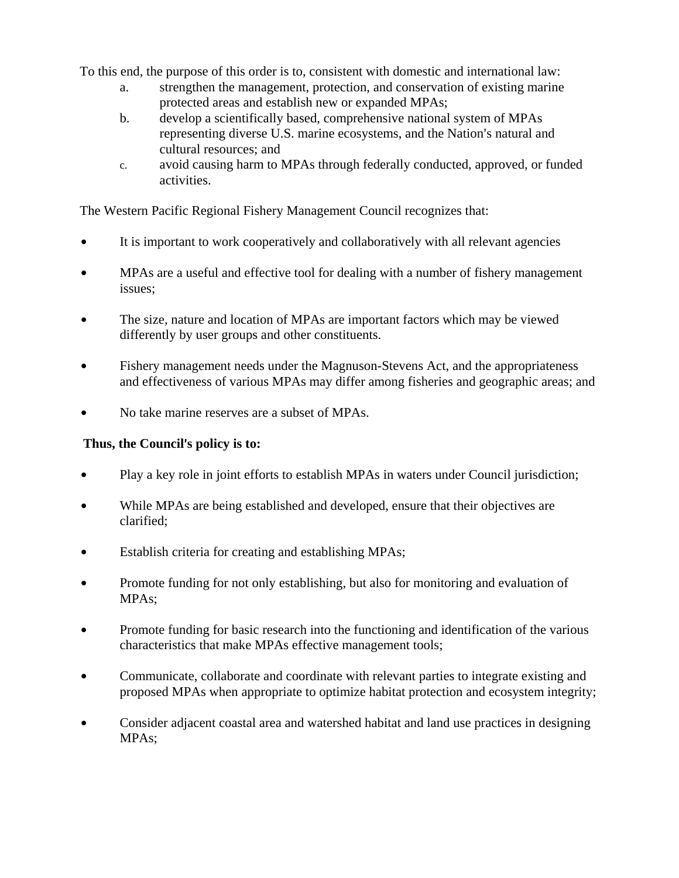To this end, the purpose of this order is to, consistent with domestic and international law:

a. strengthen the management, protection, and conservation of existing marine protected areas and establish new or expanded MPAs;
b. develop a scientifically based, comprehensive national system of MPAs representing diverse U.S. marine ecosystems, and the Nation's natural and cultural resources; and
c. avoid causing harm to MPAs through federally conducted, approved, or funded activities.

The Western Pacific Regional Fishery Management Council recognizes that:

- It is important to work cooperatively and collaboratively with all relevant agencies
- MPAs are a useful and effective tool for dealing with a number of fishery management issues;
- The size, nature and location of MPAs are important factors which may be viewed differently by user groups and other constituents.
- Fishery management needs under the Magnuson-Stevens Act, and the appropriateness and effectiveness of various MPAs may differ among fisheries and geographic areas; and
- No take marine reserves are a subset of MPAs.

**Thus, the Council's policy is to:**

- Play a key role in joint efforts to establish MPAs in waters under Council jurisdiction;
- While MPAs are being established and developed, ensure that their objectives are clarified;
- Establish criteria for creating and establishing MPAs;
- Promote funding for not only establishing, but also for monitoring and evaluation of MPAs;
- Promote funding for basic research into the functioning and identification of the various characteristics that make MPAs effective management tools;
- Communicate, collaborate and coordinate with relevant parties to integrate existing and proposed MPAs when appropriate to optimize habitat protection and ecosystem integrity;
- Consider adjacent coastal area and watershed habitat and land use practices in designing MPAs;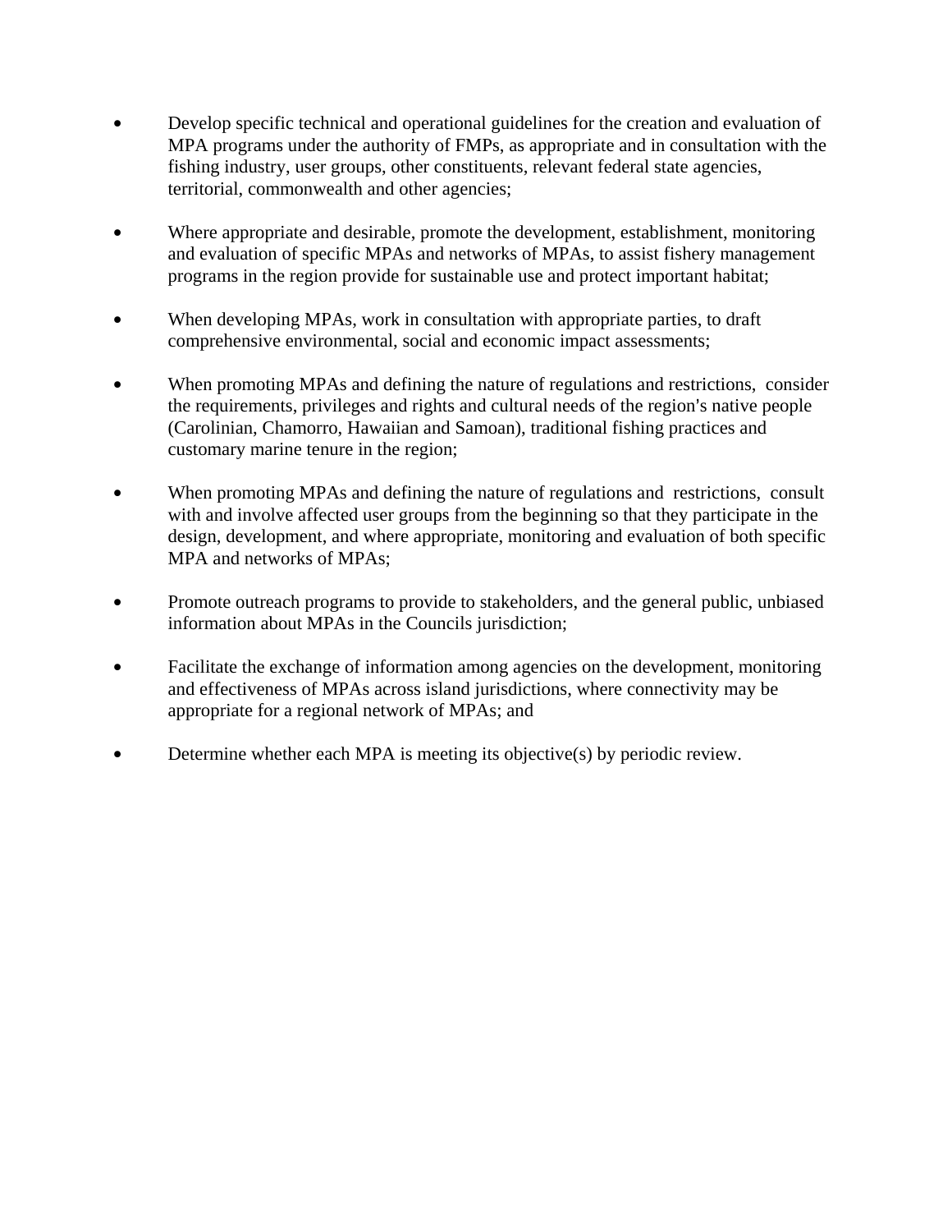- Develop specific technical and operational guidelines for the creation and evaluation of MPA programs under the authority of FMPs, as appropriate and in consultation with the fishing industry, user groups, other constituents, relevant federal state agencies, territorial, commonwealth and other agencies;

- Where appropriate and desirable, promote the development, establishment, monitoring and evaluation of specific MPAs and networks of MPAs, to assist fishery management programs in the region provide for sustainable use and protect important habitat;

- When developing MPAs, work in consultation with appropriate parties, to draft comprehensive environmental, social and economic impact assessments;

- When promoting MPAs and defining the nature of regulations and restrictions, consider the requirements, privileges and rights and cultural needs of the region's native people (Carolinian, Chamorro, Hawaiian and Samoan), traditional fishing practices and customary marine tenure in the region;

- When promoting MPAs and defining the nature of regulations and restrictions, consult with and involve affected user groups from the beginning so that they participate in the design, development, and where appropriate, monitoring and evaluation of both specific MPA and networks of MPAs;

- Promote outreach programs to provide to stakeholders, and the general public, unbiased information about MPAs in the Councils jurisdiction;

- Facilitate the exchange of information among agencies on the development, monitoring and effectiveness of MPAs across island jurisdictions, where connectivity may be appropriate for a regional network of MPAs; and

- Determine whether each MPA is meeting its objective(s) by periodic review.